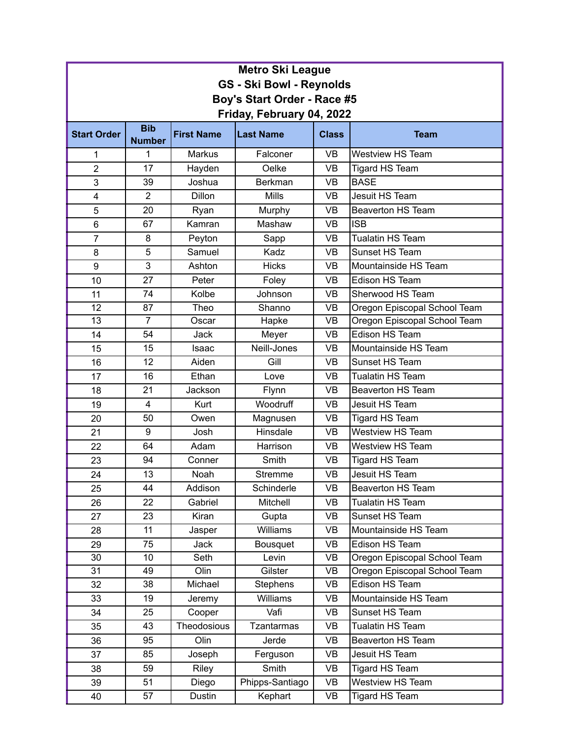# Metro Ski League
## GS - Ski Bowl - Reynolds
## Boy's Start Order - Race #5
## Friday, February 04, 2022

| Start Order | Bib Number | First Name | Last Name | Class | Team |
|---|---|---|---|---|---|
| 1 | 1 | Markus | Falconer | VB | Westview HS Team |
| 2 | 17 | Hayden | Oelke | VB | Tigard HS Team |
| 3 | 39 | Joshua | Berkman | VB | BASE |
| 4 | 2 | Dillon | Mills | VB | Jesuit HS Team |
| 5 | 20 | Ryan | Murphy | VB | Beaverton HS Team |
| 6 | 67 | Kamran | Mashaw | VB | ISB |
| 7 | 8 | Peyton | Sapp | VB | Tualatin HS Team |
| 8 | 5 | Samuel | Kadz | VB | Sunset HS Team |
| 9 | 3 | Ashton | Hicks | VB | Mountainside HS Team |
| 10 | 27 | Peter | Foley | VB | Edison HS Team |
| 11 | 74 | Kolbe | Johnson | VB | Sherwood HS Team |
| 12 | 87 | Theo | Shanno | VB | Oregon Episcopal School Team |
| 13 | 7 | Oscar | Hapke | VB | Oregon Episcopal School Team |
| 14 | 54 | Jack | Meyer | VB | Edison HS Team |
| 15 | 15 | Isaac | Neill-Jones | VB | Mountainside HS Team |
| 16 | 12 | Aiden | Gill | VB | Sunset HS Team |
| 17 | 16 | Ethan | Love | VB | Tualatin HS Team |
| 18 | 21 | Jackson | Flynn | VB | Beaverton HS Team |
| 19 | 4 | Kurt | Woodruff | VB | Jesuit HS Team |
| 20 | 50 | Owen | Magnusen | VB | Tigard HS Team |
| 21 | 9 | Josh | Hinsdale | VB | Westview HS Team |
| 22 | 64 | Adam | Harrison | VB | Westview HS Team |
| 23 | 94 | Conner | Smith | VB | Tigard HS Team |
| 24 | 13 | Noah | Stremme | VB | Jesuit HS Team |
| 25 | 44 | Addison | Schinderle | VB | Beaverton HS Team |
| 26 | 22 | Gabriel | Mitchell | VB | Tualatin HS Team |
| 27 | 23 | Kiran | Gupta | VB | Sunset HS Team |
| 28 | 11 | Jasper | Williams | VB | Mountainside HS Team |
| 29 | 75 | Jack | Bousquet | VB | Edison HS Team |
| 30 | 10 | Seth | Levin | VB | Oregon Episcopal School Team |
| 31 | 49 | Olin | Gilster | VB | Oregon Episcopal School Team |
| 32 | 38 | Michael | Stephens | VB | Edison HS Team |
| 33 | 19 | Jeremy | Williams | VB | Mountainside HS Team |
| 34 | 25 | Cooper | Vafi | VB | Sunset HS Team |
| 35 | 43 | Theodosious | Tzantarmas | VB | Tualatin HS Team |
| 36 | 95 | Olin | Jerde | VB | Beaverton HS Team |
| 37 | 85 | Joseph | Ferguson | VB | Jesuit HS Team |
| 38 | 59 | Riley | Smith | VB | Tigard HS Team |
| 39 | 51 | Diego | Phipps-Santiago | VB | Westview HS Team |
| 40 | 57 | Dustin | Kephart | VB | Tigard HS Team |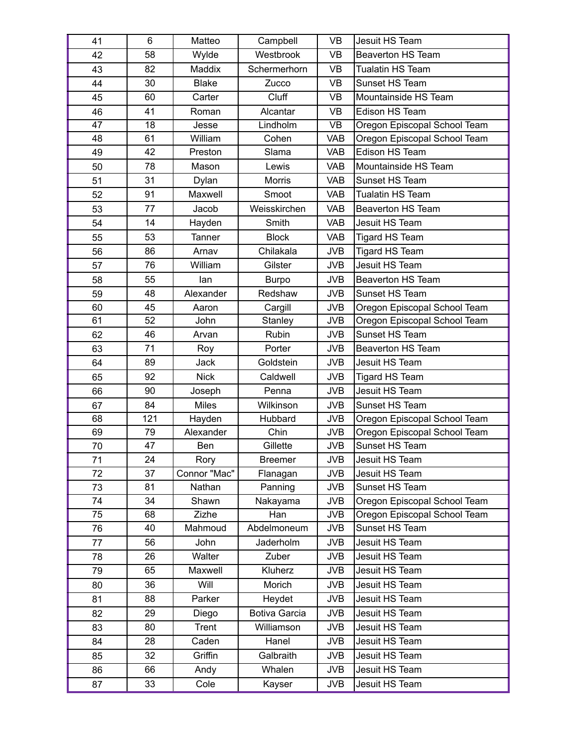| | | | | | |
|---|---|---|---|---|---|
| 41 | 6 | Matteo | Campbell | VB | Jesuit HS Team |
| 42 | 58 | Wylde | Westbrook | VB | Beaverton HS Team |
| 43 | 82 | Maddix | Schermerhorn | VB | Tualatin HS Team |
| 44 | 30 | Blake | Zucco | VB | Sunset HS Team |
| 45 | 60 | Carter | Cluff | VB | Mountainside HS Team |
| 46 | 41 | Roman | Alcantar | VB | Edison HS Team |
| 47 | 18 | Jesse | Lindholm | VB | Oregon Episcopal School Team |
| 48 | 61 | William | Cohen | VAB | Oregon Episcopal School Team |
| 49 | 42 | Preston | Slama | VAB | Edison HS Team |
| 50 | 78 | Mason | Lewis | VAB | Mountainside HS Team |
| 51 | 31 | Dylan | Morris | VAB | Sunset HS Team |
| 52 | 91 | Maxwell | Smoot | VAB | Tualatin HS Team |
| 53 | 77 | Jacob | Weisskirchen | VAB | Beaverton HS Team |
| 54 | 14 | Hayden | Smith | VAB | Jesuit HS Team |
| 55 | 53 | Tanner | Block | VAB | Tigard HS Team |
| 56 | 86 | Arnav | Chilakala | JVB | Tigard HS Team |
| 57 | 76 | William | Gilster | JVB | Jesuit HS Team |
| 58 | 55 | Ian | Burpo | JVB | Beaverton HS Team |
| 59 | 48 | Alexander | Redshaw | JVB | Sunset HS Team |
| 60 | 45 | Aaron | Cargill | JVB | Oregon Episcopal School Team |
| 61 | 52 | John | Stanley | JVB | Oregon Episcopal School Team |
| 62 | 46 | Arvan | Rubin | JVB | Sunset HS Team |
| 63 | 71 | Roy | Porter | JVB | Beaverton HS Team |
| 64 | 89 | Jack | Goldstein | JVB | Jesuit HS Team |
| 65 | 92 | Nick | Caldwell | JVB | Tigard HS Team |
| 66 | 90 | Joseph | Penna | JVB | Jesuit HS Team |
| 67 | 84 | Miles | Wilkinson | JVB | Sunset HS Team |
| 68 | 121 | Hayden | Hubbard | JVB | Oregon Episcopal School Team |
| 69 | 79 | Alexander | Chin | JVB | Oregon Episcopal School Team |
| 70 | 47 | Ben | Gillette | JVB | Sunset HS Team |
| 71 | 24 | Rory | Breemer | JVB | Jesuit HS Team |
| 72 | 37 | Connor "Mac" | Flanagan | JVB | Jesuit HS Team |
| 73 | 81 | Nathan | Panning | JVB | Sunset HS Team |
| 74 | 34 | Shawn | Nakayama | JVB | Oregon Episcopal School Team |
| 75 | 68 | Zizhe | Han | JVB | Oregon Episcopal School Team |
| 76 | 40 | Mahmoud | Abdelmoneum | JVB | Sunset HS Team |
| 77 | 56 | John | Jaderholm | JVB | Jesuit HS Team |
| 78 | 26 | Walter | Zuber | JVB | Jesuit HS Team |
| 79 | 65 | Maxwell | Kluherz | JVB | Jesuit HS Team |
| 80 | 36 | Will | Morich | JVB | Jesuit HS Team |
| 81 | 88 | Parker | Heydet | JVB | Jesuit HS Team |
| 82 | 29 | Diego | Botiva Garcia | JVB | Jesuit HS Team |
| 83 | 80 | Trent | Williamson | JVB | Jesuit HS Team |
| 84 | 28 | Caden | Hanel | JVB | Jesuit HS Team |
| 85 | 32 | Griffin | Galbraith | JVB | Jesuit HS Team |
| 86 | 66 | Andy | Whalen | JVB | Jesuit HS Team |
| 87 | 33 | Cole | Kayser | JVB | Jesuit HS Team |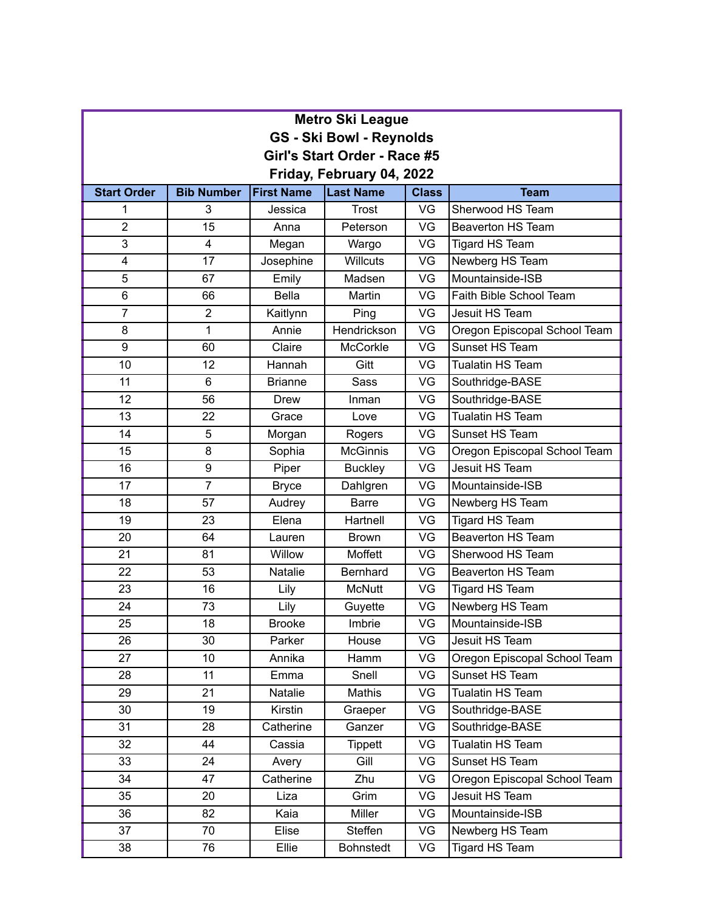**Metro Ski League**
**GS - Ski Bowl - Reynolds**
**Girl's Start Order - Race #5**
**Friday, February 04, 2022**

| Start Order | Bib Number | First Name | Last Name | Class | Team |
|---|---|---|---|---|---|
| 1 | 3 | Jessica | Trost | VG | Sherwood HS Team |
| 2 | 15 | Anna | Peterson | VG | Beaverton HS Team |
| 3 | 4 | Megan | Wargo | VG | Tigard HS Team |
| 4 | 17 | Josephine | Willcuts | VG | Newberg HS Team |
| 5 | 67 | Emily | Madsen | VG | Mountainside-ISB |
| 6 | 66 | Bella | Martin | VG | Faith Bible School Team |
| 7 | 2 | Kaitlynn | Ping | VG | Jesuit HS Team |
| 8 | 1 | Annie | Hendrickson | VG | Oregon Episcopal School Team |
| 9 | 60 | Claire | McCorkle | VG | Sunset HS Team |
| 10 | 12 | Hannah | Gitt | VG | Tualatin HS Team |
| 11 | 6 | Brianne | Sass | VG | Southridge-BASE |
| 12 | 56 | Drew | Inman | VG | Southridge-BASE |
| 13 | 22 | Grace | Love | VG | Tualatin HS Team |
| 14 | 5 | Morgan | Rogers | VG | Sunset HS Team |
| 15 | 8 | Sophia | McGinnis | VG | Oregon Episcopal School Team |
| 16 | 9 | Piper | Buckley | VG | Jesuit HS Team |
| 17 | 7 | Bryce | Dahlgren | VG | Mountainside-ISB |
| 18 | 57 | Audrey | Barre | VG | Newberg HS Team |
| 19 | 23 | Elena | Hartnell | VG | Tigard HS Team |
| 20 | 64 | Lauren | Brown | VG | Beaverton HS Team |
| 21 | 81 | Willow | Moffett | VG | Sherwood HS Team |
| 22 | 53 | Natalie | Bernhard | VG | Beaverton HS Team |
| 23 | 16 | Lily | McNutt | VG | Tigard HS Team |
| 24 | 73 | Lily | Guyette | VG | Newberg HS Team |
| 25 | 18 | Brooke | Imbrie | VG | Mountainside-ISB |
| 26 | 30 | Parker | House | VG | Jesuit HS Team |
| 27 | 10 | Annika | Hamm | VG | Oregon Episcopal School Team |
| 28 | 11 | Emma | Snell | VG | Sunset HS Team |
| 29 | 21 | Natalie | Mathis | VG | Tualatin HS Team |
| 30 | 19 | Kirstin | Graeper | VG | Southridge-BASE |
| 31 | 28 | Catherine | Ganzer | VG | Southridge-BASE |
| 32 | 44 | Cassia | Tippett | VG | Tualatin HS Team |
| 33 | 24 | Avery | Gill | VG | Sunset HS Team |
| 34 | 47 | Catherine | Zhu | VG | Oregon Episcopal School Team |
| 35 | 20 | Liza | Grim | VG | Jesuit HS Team |
| 36 | 82 | Kaia | Miller | VG | Mountainside-ISB |
| 37 | 70 | Elise | Steffen | VG | Newberg HS Team |
| 38 | 76 | Ellie | Bohnstedt | VG | Tigard HS Team |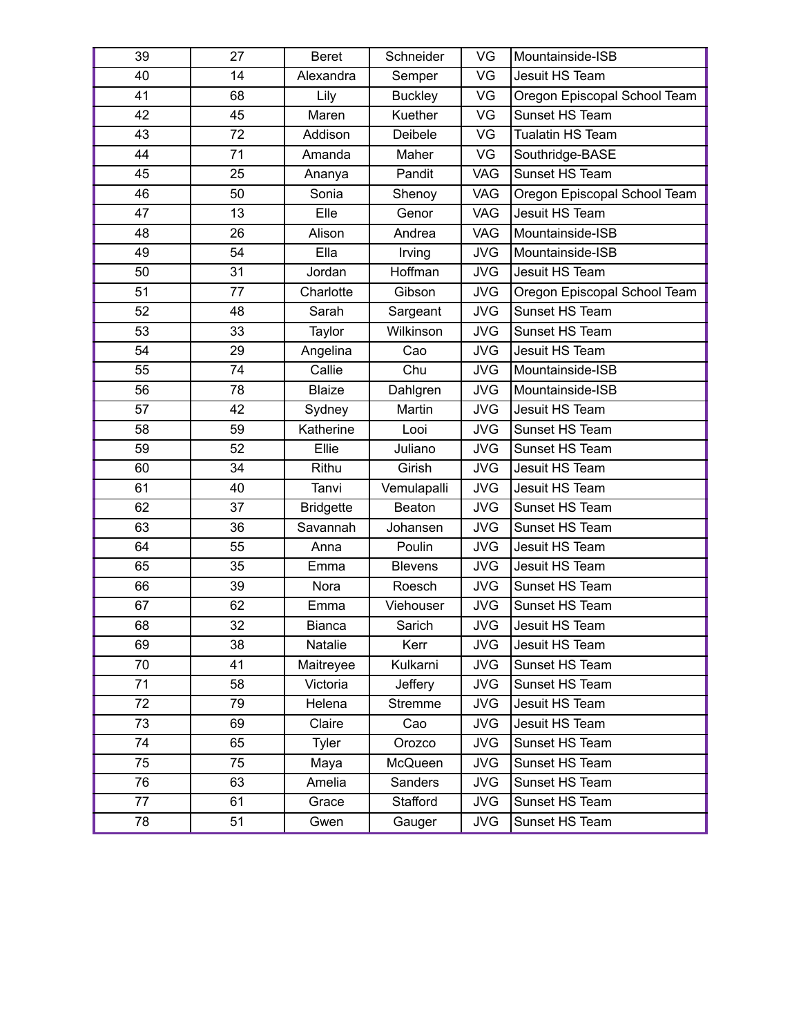| | | | | | |
|---|---|---|---|---|---|
| 39 | 27 | Beret | Schneider | VG | Mountainside-ISB |
| 40 | 14 | Alexandra | Semper | VG | Jesuit HS Team |
| 41 | 68 | Lily | Buckley | VG | Oregon Episcopal School Team |
| 42 | 45 | Maren | Kuether | VG | Sunset HS Team |
| 43 | 72 | Addison | Deibele | VG | Tualatin HS Team |
| 44 | 71 | Amanda | Maher | VG | Southridge-BASE |
| 45 | 25 | Ananya | Pandit | VAG | Sunset HS Team |
| 46 | 50 | Sonia | Shenoy | VAG | Oregon Episcopal School Team |
| 47 | 13 | Elle | Genor | VAG | Jesuit HS Team |
| 48 | 26 | Alison | Andrea | VAG | Mountainside-ISB |
| 49 | 54 | Ella | Irving | JVG | Mountainside-ISB |
| 50 | 31 | Jordan | Hoffman | JVG | Jesuit HS Team |
| 51 | 77 | Charlotte | Gibson | JVG | Oregon Episcopal School Team |
| 52 | 48 | Sarah | Sargeant | JVG | Sunset HS Team |
| 53 | 33 | Taylor | Wilkinson | JVG | Sunset HS Team |
| 54 | 29 | Angelina | Cao | JVG | Jesuit HS Team |
| 55 | 74 | Callie | Chu | JVG | Mountainside-ISB |
| 56 | 78 | Blaize | Dahlgren | JVG | Mountainside-ISB |
| 57 | 42 | Sydney | Martin | JVG | Jesuit HS Team |
| 58 | 59 | Katherine | Looi | JVG | Sunset HS Team |
| 59 | 52 | Ellie | Juliano | JVG | Sunset HS Team |
| 60 | 34 | Rithu | Girish | JVG | Jesuit HS Team |
| 61 | 40 | Tanvi | Vemulapalli | JVG | Jesuit HS Team |
| 62 | 37 | Bridgette | Beaton | JVG | Sunset HS Team |
| 63 | 36 | Savannah | Johansen | JVG | Sunset HS Team |
| 64 | 55 | Anna | Poulin | JVG | Jesuit HS Team |
| 65 | 35 | Emma | Blevens | JVG | Jesuit HS Team |
| 66 | 39 | Nora | Roesch | JVG | Sunset HS Team |
| 67 | 62 | Emma | Viehouser | JVG | Sunset HS Team |
| 68 | 32 | Bianca | Sarich | JVG | Jesuit HS Team |
| 69 | 38 | Natalie | Kerr | JVG | Jesuit HS Team |
| 70 | 41 | Maitreyee | Kulkarni | JVG | Sunset HS Team |
| 71 | 58 | Victoria | Jeffery | JVG | Sunset HS Team |
| 72 | 79 | Helena | Stremme | JVG | Jesuit HS Team |
| 73 | 69 | Claire | Cao | JVG | Jesuit HS Team |
| 74 | 65 | Tyler | Orozco | JVG | Sunset HS Team |
| 75 | 75 | Maya | McQueen | JVG | Sunset HS Team |
| 76 | 63 | Amelia | Sanders | JVG | Sunset HS Team |
| 77 | 61 | Grace | Stafford | JVG | Sunset HS Team |
| 78 | 51 | Gwen | Gauger | JVG | Sunset HS Team |